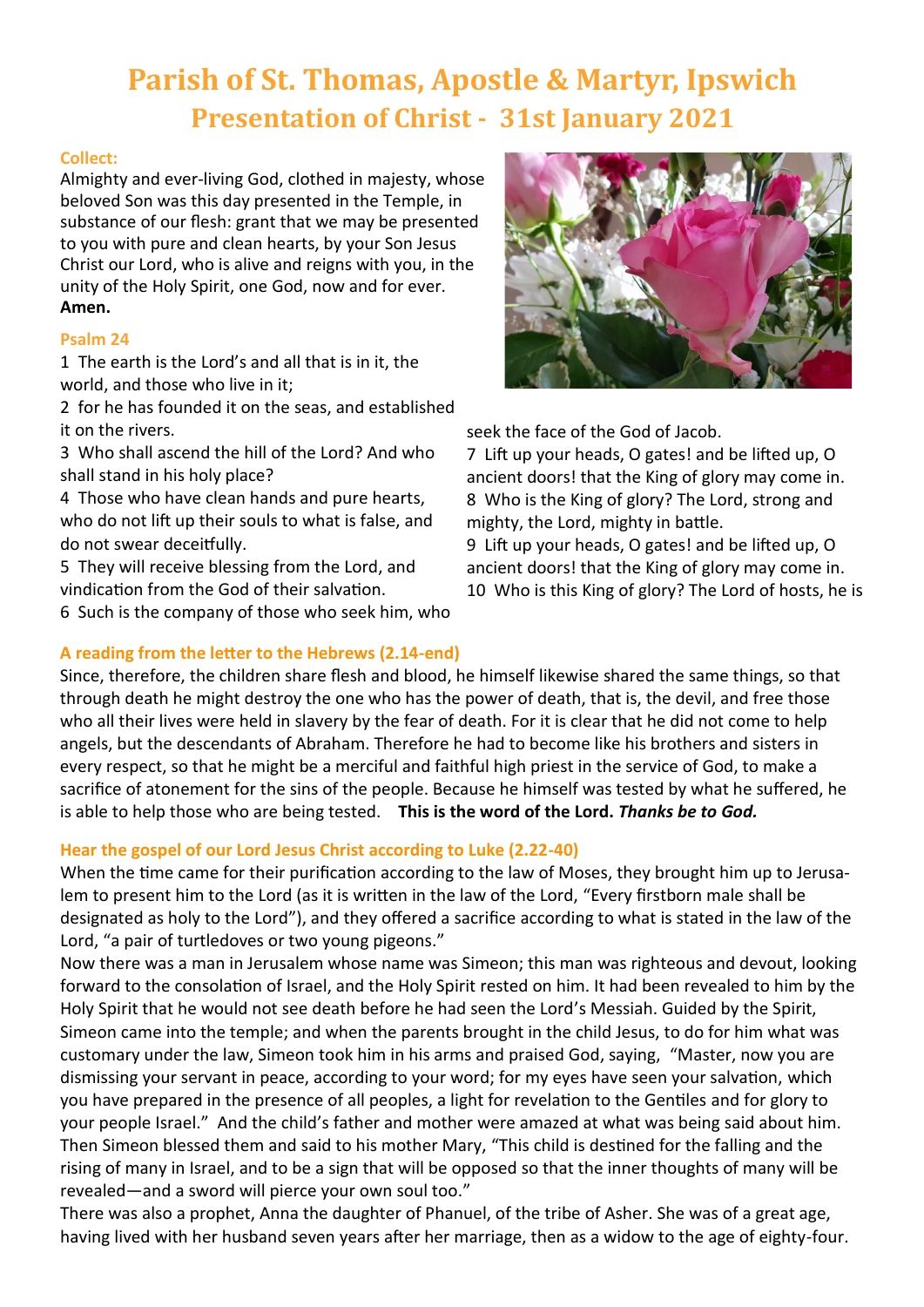# Parish of St. Thomas, Apostle & Martyr, Ipswich
## Presentation of Christ - 31st January 2021

### Collect:

Almighty and ever-living God, clothed in majesty, whose beloved Son was this day presented in the Temple, in substance of our flesh: grant that we may be presented to you with pure and clean hearts, by your Son Jesus Christ our Lord, who is alive and reigns with you, in the unity of the Holy Spirit, one God, now and for ever. **Amen.**

### Psalm 24

1 The earth is the Lord's and all that is in it, the world, and those who live in it;
2 for he has founded it on the seas, and established it on the rivers.
3 Who shall ascend the hill of the Lord? And who shall stand in his holy place?
4 Those who have clean hands and pure hearts, who do not lift up their souls to what is false, and do not swear deceitfully.
5 They will receive blessing from the Lord, and vindication from the God of their salvation.
6 Such is the company of those who seek him, who seek the face of the God of Jacob.
7 Lift up your heads, O gates! and be lifted up, O ancient doors! that the King of glory may come in.
8 Who is the King of glory? The Lord, strong and mighty, the Lord, mighty in battle.
9 Lift up your heads, O gates! and be lifted up, O ancient doors! that the King of glory may come in.
10 Who is this King of glory? The Lord of hosts, he is

### A reading from the letter to the Hebrews (2.14-end)

Since, therefore, the children share flesh and blood, he himself likewise shared the same things, so that through death he might destroy the one who has the power of death, that is, the devil, and free those who all their lives were held in slavery by the fear of death. For it is clear that he did not come to help angels, but the descendants of Abraham. Therefore he had to become like his brothers and sisters in every respect, so that he might be a merciful and faithful high priest in the service of God, to make a sacrifice of atonement for the sins of the people. Because he himself was tested by what he suffered, he is able to help those who are being tested. **This is the word of the Lord. *Thanks be to God.***

### Hear the gospel of our Lord Jesus Christ according to Luke (2.22-40)

When the time came for their purification according to the law of Moses, they brought him up to Jerusalem to present him to the Lord (as it is written in the law of the Lord, "Every firstborn male shall be designated as holy to the Lord"), and they offered a sacrifice according to what is stated in the law of the Lord, "a pair of turtledoves or two young pigeons."

Now there was a man in Jerusalem whose name was Simeon; this man was righteous and devout, looking forward to the consolation of Israel, and the Holy Spirit rested on him. It had been revealed to him by the Holy Spirit that he would not see death before he had seen the Lord's Messiah. Guided by the Spirit, Simeon came into the temple; and when the parents brought in the child Jesus, to do for him what was customary under the law, Simeon took him in his arms and praised God, saying, "Master, now you are dismissing your servant in peace, according to your word; for my eyes have seen your salvation, which you have prepared in the presence of all peoples, a light for revelation to the Gentiles and for glory to your people Israel." And the child's father and mother were amazed at what was being said about him. Then Simeon blessed them and said to his mother Mary, "This child is destined for the falling and the rising of many in Israel, and to be a sign that will be opposed so that the inner thoughts of many will be revealed—and a sword will pierce your own soul too."

There was also a prophet, Anna the daughter of Phanuel, of the tribe of Asher. She was of a great age, having lived with her husband seven years after her marriage, then as a widow to the age of eighty-four.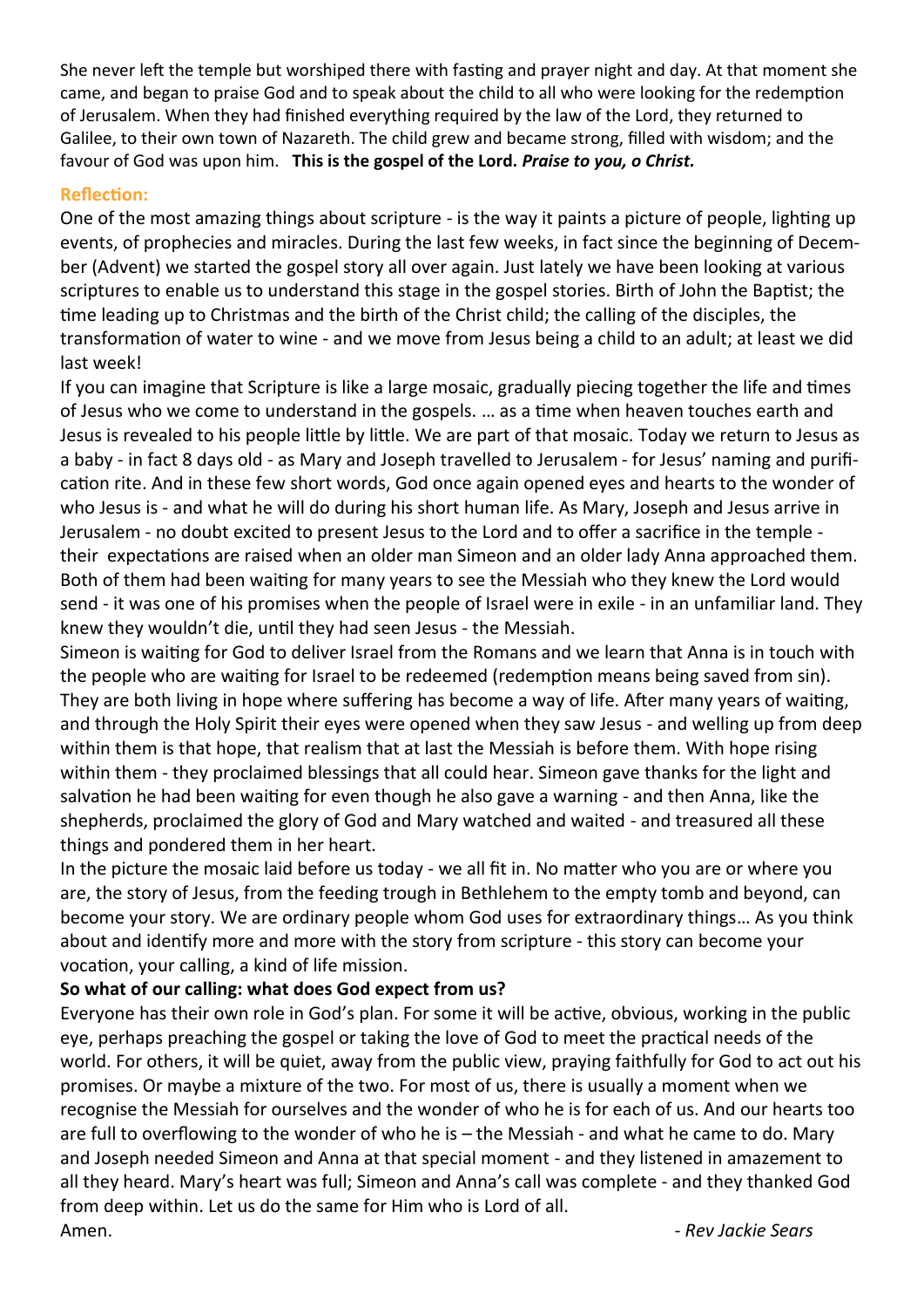She never left the temple but worshiped there with fasting and prayer night and day. At that moment she came, and began to praise God and to speak about the child to all who were looking for the redemption of Jerusalem. When they had finished everything required by the law of the Lord, they returned to Galilee, to their own town of Nazareth. The child grew and became strong, filled with wisdom; and the favour of God was upon him. **This is the gospel of the Lord.** ***Praise to you, o Christ.***

**Reflection:**

One of the most amazing things about scripture - is the way it paints a picture of people, lighting up events, of prophecies and miracles. During the last few weeks, in fact since the beginning of December (Advent) we started the gospel story all over again. Just lately we have been looking at various scriptures to enable us to understand this stage in the gospel stories. Birth of John the Baptist; the time leading up to Christmas and the birth of the Christ child; the calling of the disciples, the transformation of water to wine - and we move from Jesus being a child to an adult; at least we did last week!

If you can imagine that Scripture is like a large mosaic, gradually piecing together the life and times of Jesus who we come to understand in the gospels. … as a time when heaven touches earth and Jesus is revealed to his people little by little. We are part of that mosaic. Today we return to Jesus as a baby - in fact 8 days old - as Mary and Joseph travelled to Jerusalem - for Jesus' naming and purification rite. And in these few short words, God once again opened eyes and hearts to the wonder of who Jesus is - and what he will do during his short human life. As Mary, Joseph and Jesus arrive in Jerusalem - no doubt excited to present Jesus to the Lord and to offer a sacrifice in the temple - their expectations are raised when an older man Simeon and an older lady Anna approached them. Both of them had been waiting for many years to see the Messiah who they knew the Lord would send - it was one of his promises when the people of Israel were in exile - in an unfamiliar land. They knew they wouldn't die, until they had seen Jesus - the Messiah.

Simeon is waiting for God to deliver Israel from the Romans and we learn that Anna is in touch with the people who are waiting for Israel to be redeemed (redemption means being saved from sin). They are both living in hope where suffering has become a way of life. After many years of waiting, and through the Holy Spirit their eyes were opened when they saw Jesus - and welling up from deep within them is that hope, that realism that at last the Messiah is before them. With hope rising within them - they proclaimed blessings that all could hear. Simeon gave thanks for the light and salvation he had been waiting for even though he also gave a warning - and then Anna, like the shepherds, proclaimed the glory of God and Mary watched and waited - and treasured all these things and pondered them in her heart.

In the picture the mosaic laid before us today - we all fit in. No matter who you are or where you are, the story of Jesus, from the feeding trough in Bethlehem to the empty tomb and beyond, can become your story. We are ordinary people whom God uses for extraordinary things… As you think about and identify more and more with the story from scripture - this story can become your vocation, your calling, a kind of life mission.

**So what of our calling: what does God expect from us?**

Everyone has their own role in God's plan. For some it will be active, obvious, working in the public eye, perhaps preaching the gospel or taking the love of God to meet the practical needs of the world. For others, it will be quiet, away from the public view, praying faithfully for God to act out his promises. Or maybe a mixture of the two. For most of us, there is usually a moment when we recognise the Messiah for ourselves and the wonder of who he is for each of us. And our hearts too are full to overflowing to the wonder of who he is – the Messiah - and what he came to do. Mary and Joseph needed Simeon and Anna at that special moment - and they listened in amazement to all they heard. Mary's heart was full; Simeon and Anna's call was complete - and they thanked God from deep within. Let us do the same for Him who is Lord of all.

Amen.

*- Rev Jackie Sears*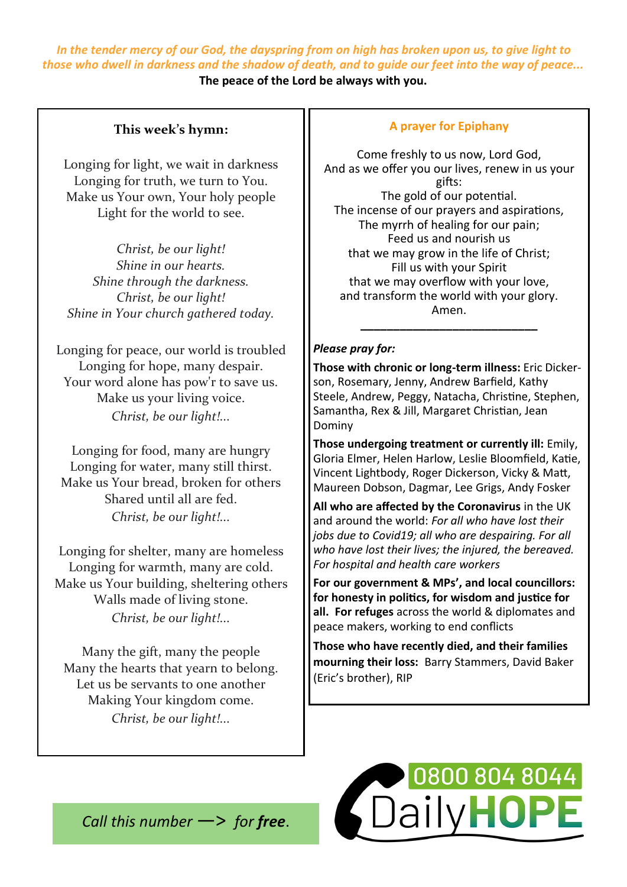*In the tender mercy of our God, the dayspring from on high has broken upon us, to give light to those who dwell in darkness and the shadow of death, and to guide our feet into the way of peace...*

**The peace of the Lord be always with you.**

## This week's hymn:

Longing for light, we wait in darkness
Longing for truth, we turn to You.
Make us Your own, Your holy people
Light for the world to see.

*Christ, be our light!*
*Shine in our hearts.*
*Shine through the darkness.*
*Christ, be our light!*
*Shine in Your church gathered today.*

Longing for peace, our world is troubled
Longing for hope, many despair.
Your word alone has pow'r to save us.
Make us your living voice.
*Christ, be our light!...*

Longing for food, many are hungry
Longing for water, many still thirst.
Make us Your bread, broken for others
Shared until all are fed.
*Christ, be our light!...*

Longing for shelter, many are homeless
Longing for warmth, many are cold.
Make us Your building, sheltering others
Walls made of living stone.
*Christ, be our light!...*

Many the gift, many the people
Many the hearts that yearn to belong.
Let us be servants to one another
Making Your kingdom come.
*Christ, be our light!...*

## A prayer for Epiphany

Come freshly to us now, Lord God,
And as we offer you our lives, renew in us your gifts:
The gold of our potential.
The incense of our prayers and aspirations,
The myrrh of healing for our pain;
Feed us and nourish us
that we may grow in the life of Christ;
Fill us with your Spirit
that we may overflow with your love,
and transform the world with your glory.
Amen.

---

***Please pray for:***

**Those with chronic or long-term illness:** Eric Dickerson, Rosemary, Jenny, Andrew Barfield, Kathy Steele, Andrew, Peggy, Natacha, Christine, Stephen, Samantha, Rex & Jill, Margaret Christian, Jean Dominy

**Those undergoing treatment or currently ill:** Emily, Gloria Elmer, Helen Harlow, Leslie Bloomfield, Katie, Vincent Lightbody, Roger Dickerson, Vicky & Matt, Maureen Dobson, Dagmar, Lee Grigs, Andy Fosker

**All who are affected by the Coronavirus** in the UK and around the world: *For all who have lost their jobs due to Covid19; all who are despairing. For all who have lost their lives; the injured, the bereaved. For hospital and health care workers*

**For our government & MPs', and local councillors: for honesty in politics, for wisdom and justice for all. For refuges** across the world & diplomates and peace makers, working to end conflicts

**Those who have recently died, and their families mourning their loss:** Barry Stammers, David Baker (Eric's brother), RIP

*Call this number —> for **free**.*

0800 804 8044
DailyHOPE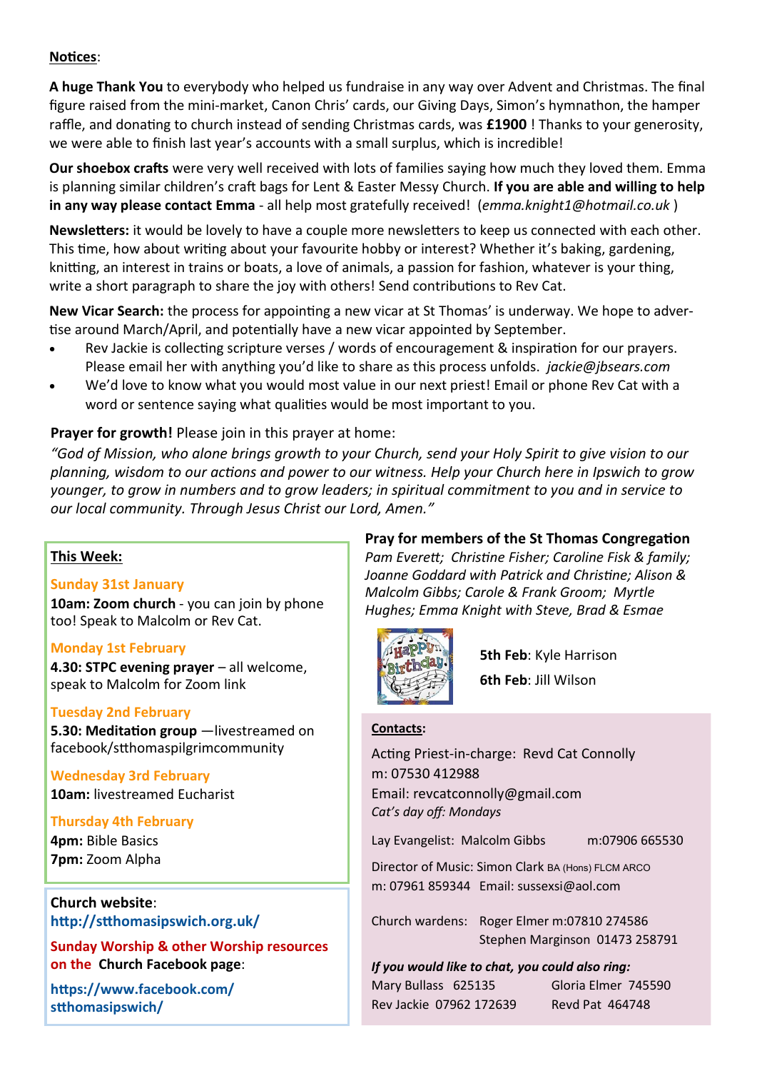**Notices**:

**A huge Thank You** to everybody who helped us fundraise in any way over Advent and Christmas. The final figure raised from the mini-market, Canon Chris' cards, our Giving Days, Simon's hymnathon, the hamper raffle, and donating to church instead of sending Christmas cards, was **£1900** ! Thanks to your generosity, we were able to finish last year's accounts with a small surplus, which is incredible!

**Our shoebox crafts** were very well received with lots of families saying how much they loved them. Emma is planning similar children's craft bags for Lent & Easter Messy Church. **If you are able and willing to help in any way please contact Emma** - all help most gratefully received! (*emma.knight1@hotmail.co.uk* )

**Newsletters:** it would be lovely to have a couple more newsletters to keep us connected with each other. This time, how about writing about your favourite hobby or interest? Whether it's baking, gardening, knitting, an interest in trains or boats, a love of animals, a passion for fashion, whatever is your thing, write a short paragraph to share the joy with others! Send contributions to Rev Cat.

**New Vicar Search:** the process for appointing a new vicar at St Thomas' is underway. We hope to advertise around March/April, and potentially have a new vicar appointed by September.

- Rev Jackie is collecting scripture verses / words of encouragement & inspiration for our prayers. Please email her with anything you'd like to share as this process unfolds. *jackie@jbsears.com*
- We'd love to know what you would most value in our next priest! Email or phone Rev Cat with a word or sentence saying what qualities would be most important to you.

**Prayer for growth!** Please join in this prayer at home:

*"God of Mission, who alone brings growth to your Church, send your Holy Spirit to give vision to our planning, wisdom to our actions and power to our witness. Help your Church here in Ipswich to grow younger, to grow in numbers and to grow leaders; in spiritual commitment to you and in service to our local community. Through Jesus Christ our Lord, Amen."*

**This Week:**

**Sunday 31st January**
**10am: Zoom church** - you can join by phone too! Speak to Malcolm or Rev Cat.

**Monday 1st February**
**4.30: STPC evening prayer** – all welcome, speak to Malcolm for Zoom link

**Tuesday 2nd February**
**5.30: Meditation group** —livestreamed on facebook/stthomaspilgrimcommunity

**Wednesday 3rd February**
**10am:** livestreamed Eucharist

**Thursday 4th February**
**4pm:** Bible Basics
**7pm:** Zoom Alpha

**Church website**:
**http://stthomasipswich.org.uk/**

**Sunday Worship & other Worship resources on the Church Facebook page**:

**https://www.facebook.com/stthomasipswich/**

**Pray for members of the St Thomas Congregation**

*Pam Everett; Christine Fisher; Caroline Fisk & family; Joanne Goddard with Patrick and Christine; Alison & Malcolm Gibbs; Carole & Frank Groom; Myrtle Hughes; Emma Knight with Steve, Brad & Esmae*

**5th Feb**: Kyle Harrison

**6th Feb**: Jill Wilson

**Contacts:**

Acting Priest-in-charge: Revd Cat Connolly
m: 07530 412988
Email: revcatconnolly@gmail.com
*Cat's day off: Mondays*

Lay Evangelist: Malcolm Gibbs m:07906 665530

Director of Music: Simon Clark BA (Hons) FLCM ARCO
m: 07961 859344 Email: sussexsi@aol.com

Church wardens: Roger Elmer m:07810 274586
Stephen Marginson 01473 258791

***If you would like to chat, you could also ring:***

Mary Bullass 625135 — Gloria Elmer 745590
Rev Jackie 07962 172639 — Revd Pat 464748